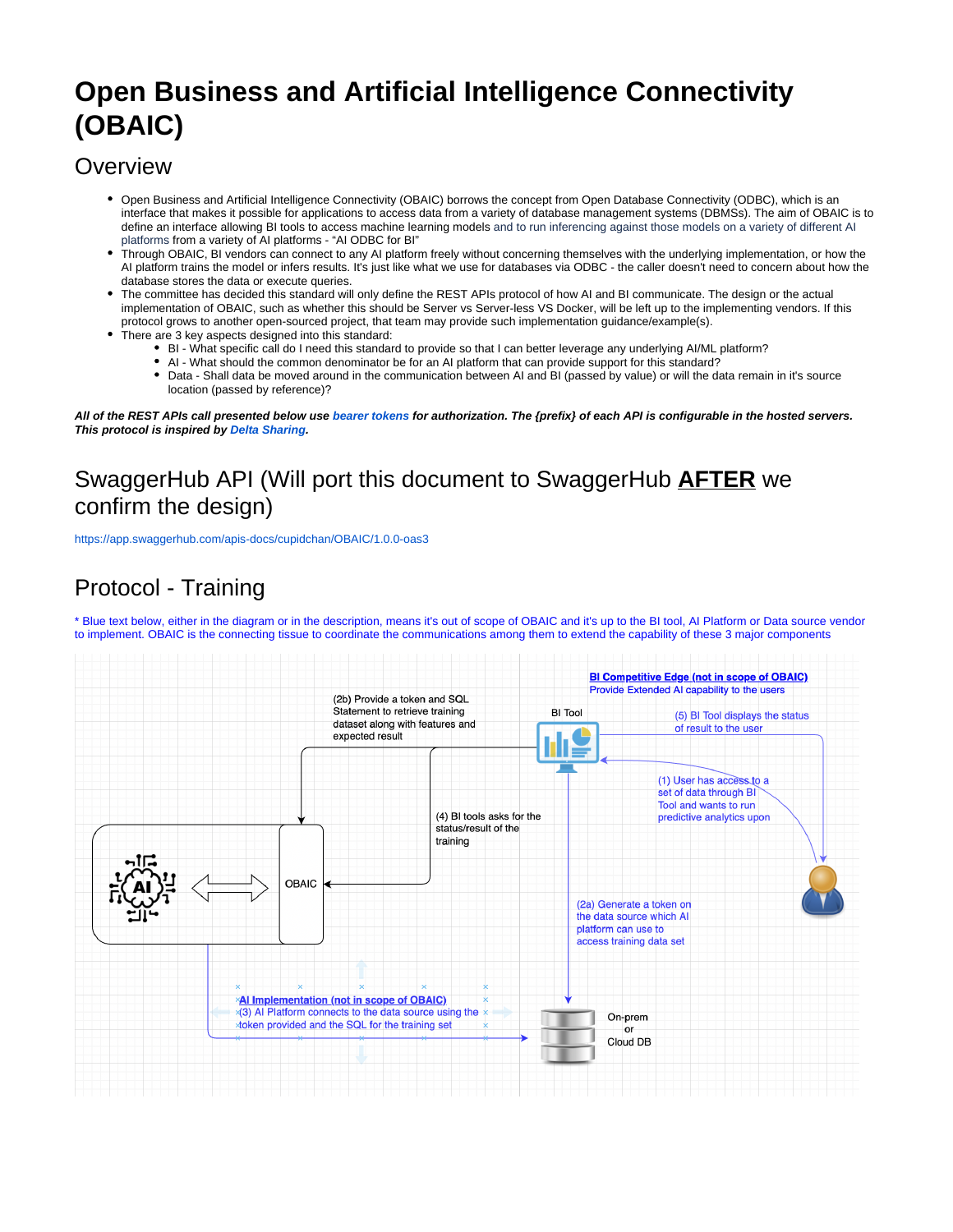# Open Business and Artificial Intelligence Connectivity (OBAIC)

## Overview

- Open Business and Artificial Intelligence Connectivity (OBAIC) borrows the concept from Open Database Connectivity (ODBC), which is an interface that makes it possible for applications to access data from a variety of database management systems (DBMSs). The aim of OBAIC is to define an interface allowing BI tools to access machine learning models and to run inferencing against those models on a variety of different AI platforms from a variety of AI platforms - "AI ODBC for BI"
- Through OBAIC, BI vendors can connect to any AI platform freely without concerning themselves with the underlying implementation, or how the AI platform trains the model or infers results. It's just like what we use for databases via ODBC - the caller doesn't need to concern about how the database stores the data or execute queries.
- The committee has decided this standard will only define the REST APIs protocol of how AI and BI communicate. The design or the actual implementation of OBAIC, such as whether this should be Server vs Server-less VS Docker, will be left up to the implementing vendors. If this protocol grows to another open-sourced project, that team may provide such implementation guidance/example(s).
- There are 3 key aspects designed into this standard:
  - BI - What specific call do I need this standard to provide so that I can better leverage any underlying AI/ML platform?
  - AI - What should the common denominator be for an AI platform that can provide support for this standard?
  - Data - Shall data be moved around in the communication between AI and BI (passed by value) or will the data remain in it's source location (passed by reference)?

***All of the REST APIs call presented below use bearer tokens for authorization. The {prefix} of each API is configurable in the hosted servers. This protocol is inspired by Delta Sharing.***

## SwaggerHub API (Will port this document to SwaggerHub **AFTER** we confirm the design)

https://app.swaggerhub.com/apis-docs/cupidchan/OBAIC/1.0.0-oas3

## Protocol - Training

* Blue text below, either in the diagram or in the description, means it's out of scope of OBAIC and it's up to the BI tool, AI Platform or Data source vendor to implement. OBAIC is the connecting tissue to coordinate the communications among them to extend the capability of these 3 major components

BI Competitive Edge (not in scope of OBAIC)
Provide Extended AI capability to the users

BI Tool

(1) User has access to a set of data through BI Tool and wants to run predictive analytics upon

(2a) Generate a token on the data source which AI platform can use to access training data set

(2b) Provide a token and SQL Statement to retrieve training dataset along with features and expected result

AI Implementation (not in scope of OBAIC)
(3) AI Platform connects to the data source using the token provided and the SQL for the training set

(4) BI tools asks for the status/result of the training

(5) BI Tool displays the status of result to the user

OBAIC

On-prem or Cloud DB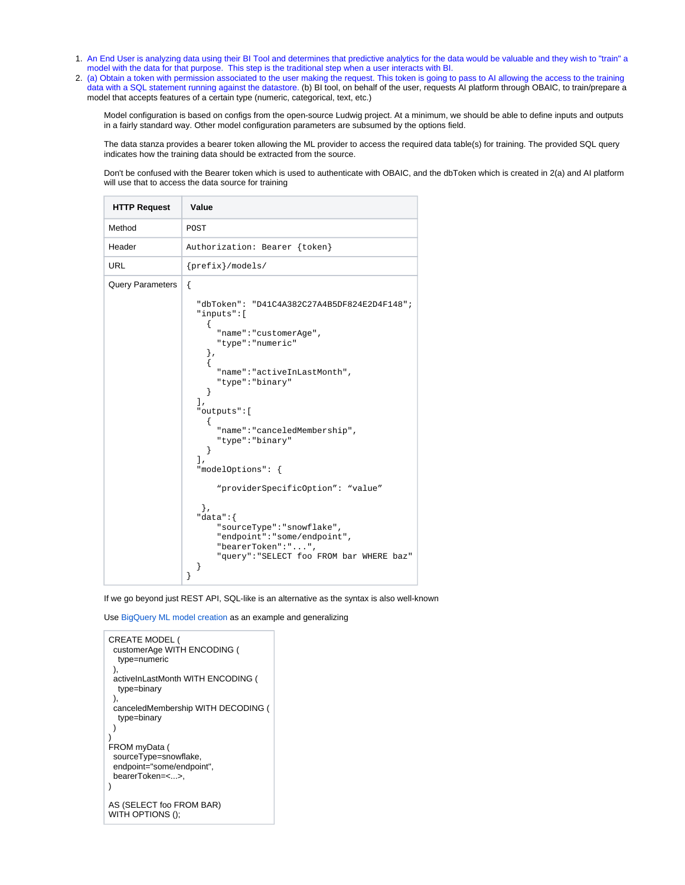1. An End User is analyzing data using their BI Tool and determines that predictive analytics for the data would be valuable and they wish to "train" a model with the data for that purpose. This step is the traditional step when a user interacts with BI.
2. (a) Obtain a token with permission associated to the user making the request. This token is going to pass to AI allowing the access to the training data with a SQL statement running against the datastore. (b) BI tool, on behalf of the user, requests AI platform through OBAIC, to train/prepare a model that accepts features of a certain type (numeric, categorical, text, etc.)

   Model configuration is based on configs from the open-source Ludwig project. At a minimum, we should be able to define inputs and outputs in a fairly standard way. Other model configuration parameters are subsumed by the options field.

   The data stanza provides a bearer token allowing the ML provider to access the required data table(s) for training. The provided SQL query indicates how the training data should be extracted from the source.

   Don't be confused with the Bearer token which is used to authenticate with OBAIC, and the dbToken which is created in 2(a) and AI platform will use that to access the data source for training

| HTTP Request | Value |
|---|---|
| Method | `POST` |
| Header | `Authorization: Bearer {token}` |
| URL | `{prefix}/models/` |
| Query Parameters | (see below) |

Query Parameters:

```
{

  "dbToken": "D41C4A382C27A4B5DF824E2D4F148";
  "inputs":[
    {
      "name":"customerAge",
      "type":"numeric"
    },
    {
      "name":"activeInLastMonth",
      "type":"binary"
    }
  ],
  "outputs":[
    {
      "name":"canceledMembership",
      "type":"binary"
    }
  ],
  "modelOptions": {

      “providerSpecificOption”: “value”

   },
  "data":{
      "sourceType":"snowflake",
      "endpoint":"some/endpoint",
      "bearerToken":"...",
      "query":"SELECT foo FROM bar WHERE baz"
  }
}
```

If we go beyond just REST API, SQL-like is an alternative as the syntax is also well-known

Use BigQuery ML model creation as an example and generalizing

```
CREATE MODEL (
  customerAge WITH ENCODING (
    type=numeric
  ),
  activeInLastMonth WITH ENCODING (
    type=binary
  ),
  canceledMembership WITH DECODING (
    type=binary
  )
)
FROM myData (
  sourceType=snowflake,
  endpoint="some/endpoint",
  bearerToken=<...>,
)

AS (SELECT foo FROM BAR)
WITH OPTIONS ();
```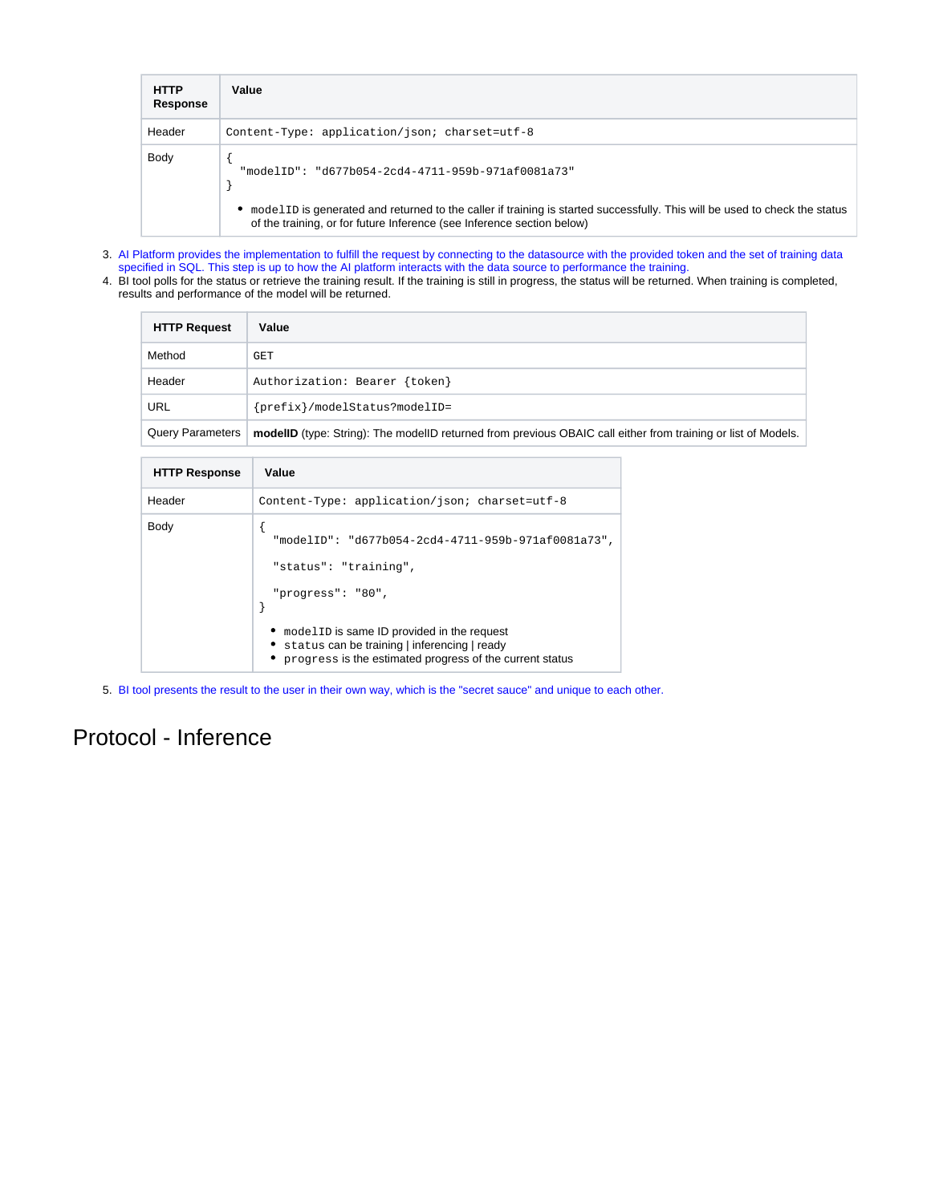| HTTP Response | Value |
| --- | --- |
| Header | `Content-Type: application/json; charset=utf-8` |
| Body | `{ "modelID": "d677b054-2cd4-4711-959b-971af0081a73" }`<br><br>• `modelID` is generated and returned to the caller if training is started successfully. This will be used to check the status of the training, or for future Inference (see Inference section below) |

3. AI Platform provides the implementation to fulfill the request by connecting to the datasource with the provided token and the set of training data specified in SQL. This step is up to how the AI platform interacts with the data source to performance the training.
4. BI tool polls for the status or retrieve the training result. If the training is still in progress, the status will be returned. When training is completed, results and performance of the model will be returned.

| HTTP Request | Value |
| --- | --- |
| Method | `GET` |
| Header | `Authorization: Bearer {token}` |
| URL | `{prefix}/modelStatus?modelID=` |
| Query Parameters | **modelID** (type: String): The modelID returned from previous OBAIC call either from training or list of Models. |

| HTTP Response | Value |
| --- | --- |
| Header | `Content-Type: application/json; charset=utf-8` |
| Body | `{ "modelID": "d677b054-2cd4-4711-959b-971af0081a73", "status": "training", "progress": "80", }`<br><br>• `modelID` is same ID provided in the request<br>• `status` can be training \| inferencing \| ready<br>• `progress` is the estimated progress of the current status |

5. BI tool presents the result to the user in their own way, which is the "secret sauce" and unique to each other.

# Protocol - Inference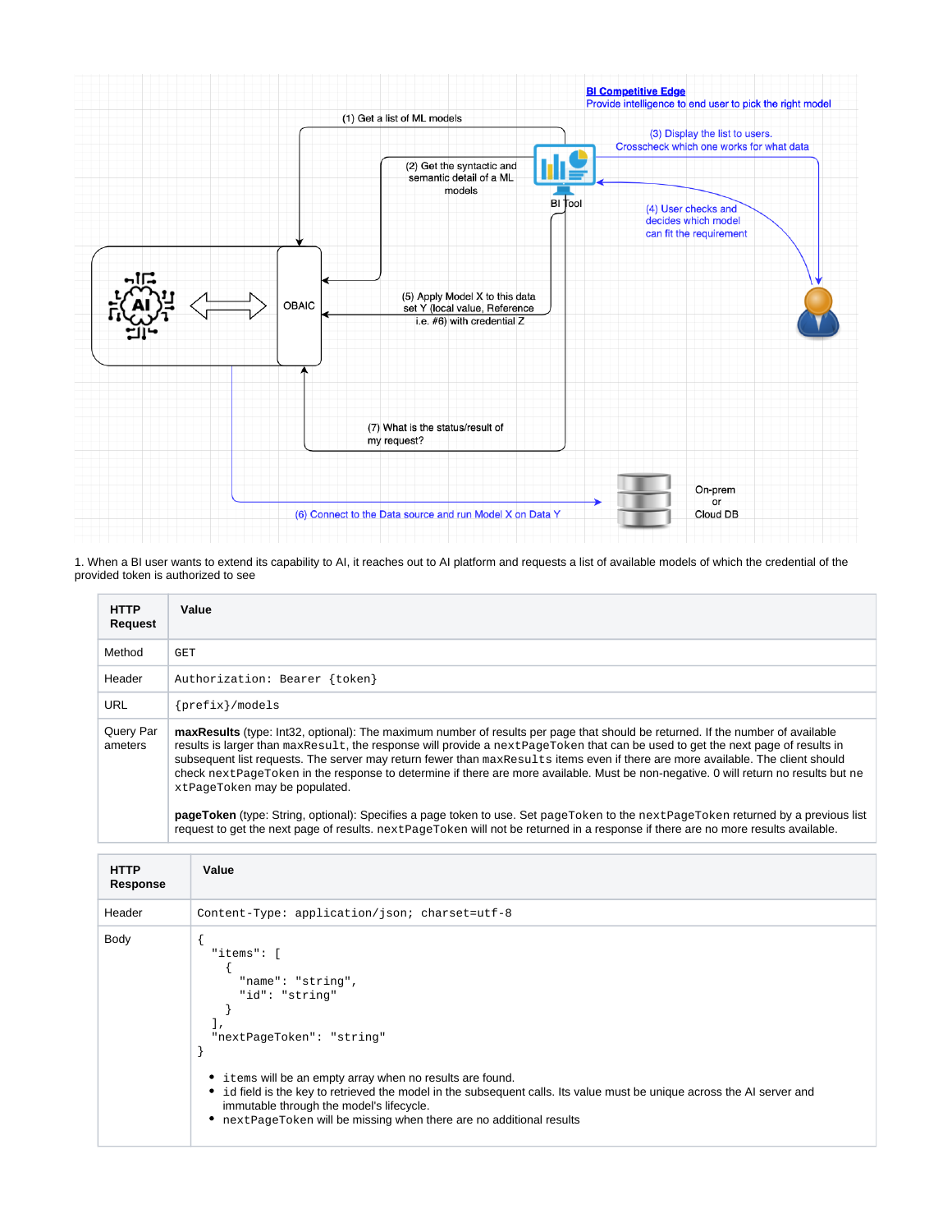**BI Competitive Edge**
Provide intelligence to end user to pick the right model

(1) Get a list of ML models

(2) Get the syntactic and semantic detail of a ML models

(3) Display the list to users. Crosscheck which one works for what data

(4) User checks and decides which model can fit the requirement

(5) Apply Model X to this data set Y (local value, Reference i.e. #6) with credential Z

(6) Connect to the Data source and run Model X on Data Y

(7) What is the status/result of my request?

AI

OBAIC

BI Tool

On-prem or Cloud DB

1. When a BI user wants to extend its capability to AI, it reaches out to AI platform and requests a list of available models of which the credential of the provided token is authorized to see

| HTTP Request | Value |
|---|---|
| Method | `GET` |
| Header | `Authorization: Bearer {token}` |
| URL | `{prefix}/models` |
| Query Parameters | **maxResults** (type: Int32, optional): The maximum number of results per page that should be returned. If the number of available results is larger than `maxResult`, the response will provide a `nextPageToken` that can be used to get the next page of results in subsequent list requests. The server may return fewer than `maxResults` items even if there are more available. The client should check `nextPageToken` in the response to determine if there are more available. Must be non-negative. 0 will return no results but `nextPageToken` may be populated.<br><br>**pageToken** (type: String, optional): Specifies a page token to use. Set `pageToken` to the `nextPageToken` returned by a previous list request to get the next page of results. `nextPageToken` will not be returned in a response if there are no more results available. |

| HTTP Response | Value |
|---|---|
| Header | `Content-Type: application/json; charset=utf-8` |
| Body | `{ "items": [ { "name": "string", "id": "string" } ], "nextPageToken": "string" }`<br><br>• `items` will be an empty array when no results are found.<br>• id field is the key to retrieved the model in the subsequent calls. Its value must be unique across the AI server and immutable through the model's lifecycle.<br>• `nextPageToken` will be missing when there are no additional results |

```
{
  "items": [
    {
      "name": "string",
      "id": "string"
    }
  ],
  "nextPageToken": "string"
}
```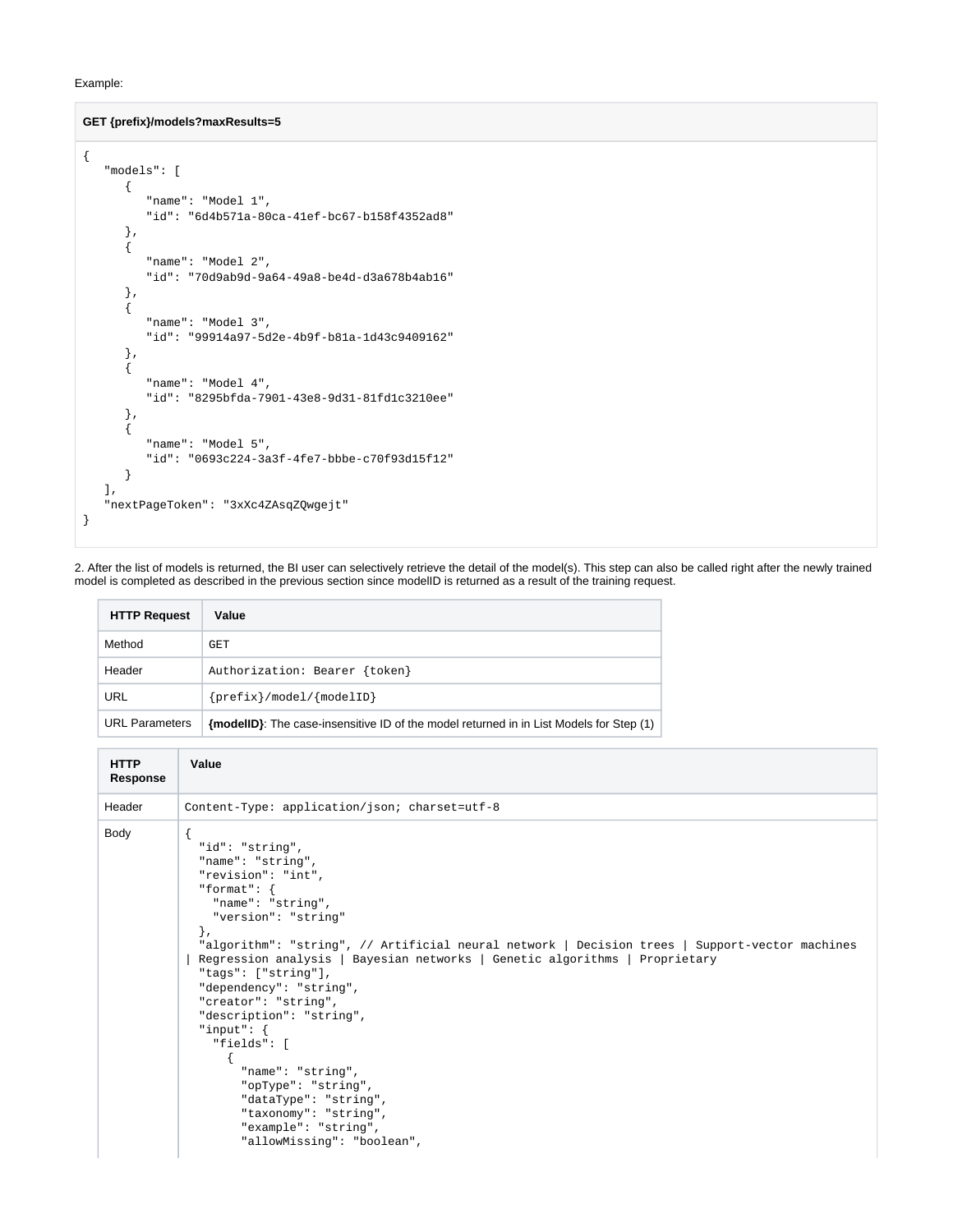Example:

**GET {prefix}/models?maxResults=5**

```
{
   "models": [
      {
         "name": "Model 1",
         "id": "6d4b571a-80ca-41ef-bc67-b158f4352ad8"
      },
      {
         "name": "Model 2",
         "id": "70d9ab9d-9a64-49a8-be4d-d3a678b4ab16"
      },
      {
         "name": "Model 3",
         "id": "99914a97-5d2e-4b9f-b81a-1d43c9409162"
      },
      {
         "name": "Model 4",
         "id": "8295bfda-7901-43e8-9d31-81fd1c3210ee"
      },
      {
         "name": "Model 5",
         "id": "0693c224-3a3f-4fe7-bbbe-c70f93d15f12"
      }
   ],
   "nextPageToken": "3xXc4ZAsqZQwgejt"
}
```

2. After the list of models is returned, the BI user can selectively retrieve the detail of the model(s). This step can also be called right after the newly trained model is completed as described in the previous section since modelID is returned as a result of the training request.

| HTTP Request | Value |
|---|---|
| Method | GET |
| Header | Authorization: Bearer {token} |
| URL | {prefix}/model/{modelID} |
| URL Parameters | **{modelID}**: The case-insensitive ID of the model returned in in List Models for Step (1) |

| HTTP Response | Value |
|---|---|
| Header | Content-Type: application/json; charset=utf-8 |
| Body | (see below) |

```
{
  "id": "string",
  "name": "string",
  "revision": "int",
  "format": {
    "name": "string",
    "version": "string"
  },
  "algorithm": "string", // Artificial neural network | Decision trees | Support-vector machines
| Regression analysis | Bayesian networks | Genetic algorithms | Proprietary
  "tags": ["string"],
  "dependency": "string",
  "creator": "string",
  "description": "string",
  "input": {
    "fields": [
      {
        "name": "string",
        "opType": "string",
        "dataType": "string",
        "taxonomy": "string",
        "example": "string",
        "allowMissing": "boolean",
```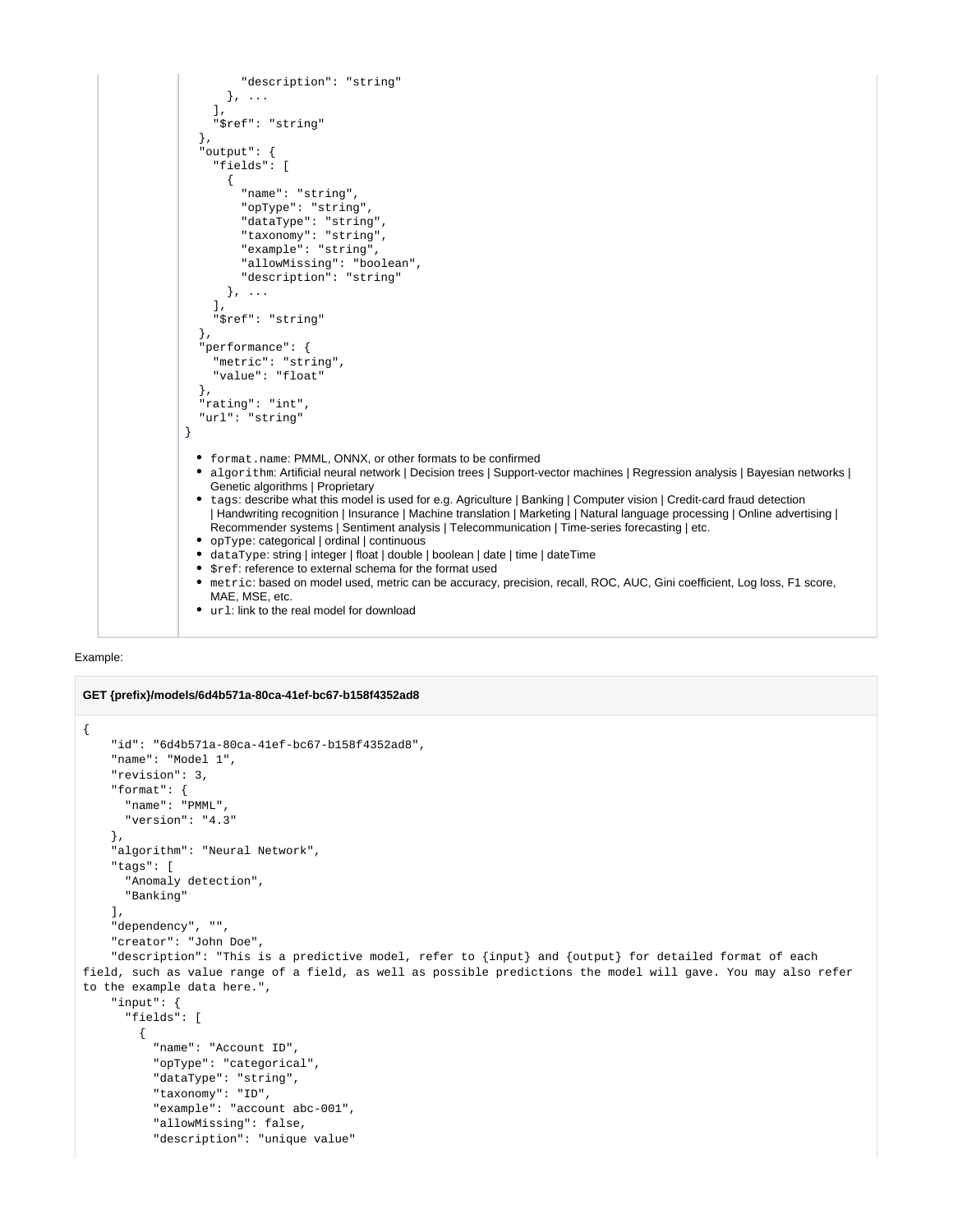```
        "description": "string"
      }, ...
    ],
    "$ref": "string"
  },
  "output": {
    "fields": [
      {
        "name": "string",
        "opType": "string",
        "dataType": "string",
        "taxonomy": "string",
        "example": "string",
        "allowMissing": "boolean",
        "description": "string"
      }, ...
    ],
    "$ref": "string"
  },
  "performance": {
    "metric": "string",
    "value": "float"
  },
  "rating": "int",
  "url": "string"
}
```

- `format.name`: PMML, ONNX, or other formats to be confirmed
- `algorithm`: Artificial neural network | Decision trees | Support-vector machines | Regression analysis | Bayesian networks | Genetic algorithms | Proprietary
- `tags`: describe what this model is used for e.g. Agriculture | Banking | Computer vision | Credit-card fraud detection | Handwriting recognition | Insurance | Machine translation | Marketing | Natural language processing | Online advertising | Recommender systems | Sentiment analysis | Telecommunication | Time-series forecasting | etc.
- `opType`: categorical | ordinal | continuous
- `dataType`: string | integer | float | double | boolean | date | time | dateTime
- `$ref`: reference to external schema for the format used
- `metric`: based on model used, metric can be accuracy, precision, recall, ROC, AUC, Gini coefficient, Log loss, F1 score, MAE, MSE, etc.
- `url`: link to the real model for download

Example:

**GET {prefix}/models/6d4b571a-80ca-41ef-bc67-b158f4352ad8**

```
{
    "id": "6d4b571a-80ca-41ef-bc67-b158f4352ad8",
    "name": "Model 1",
    "revision": 3,
    "format": {
      "name": "PMML",
      "version": "4.3"
    },
    "algorithm": "Neural Network",
    "tags": [
      "Anomaly detection",
      "Banking"
    ],
    "dependency", "",
    "creator": "John Doe",
    "description": "This is a predictive model, refer to {input} and {output} for detailed format of each field, such as value range of a field, as well as possible predictions the model will gave. You may also refer to the example data here.",
    "input": {
      "fields": [
        {
          "name": "Account ID",
          "opType": "categorical",
          "dataType": "string",
          "taxonomy": "ID",
          "example": "account abc-001",
          "allowMissing": false,
          "description": "unique value"
```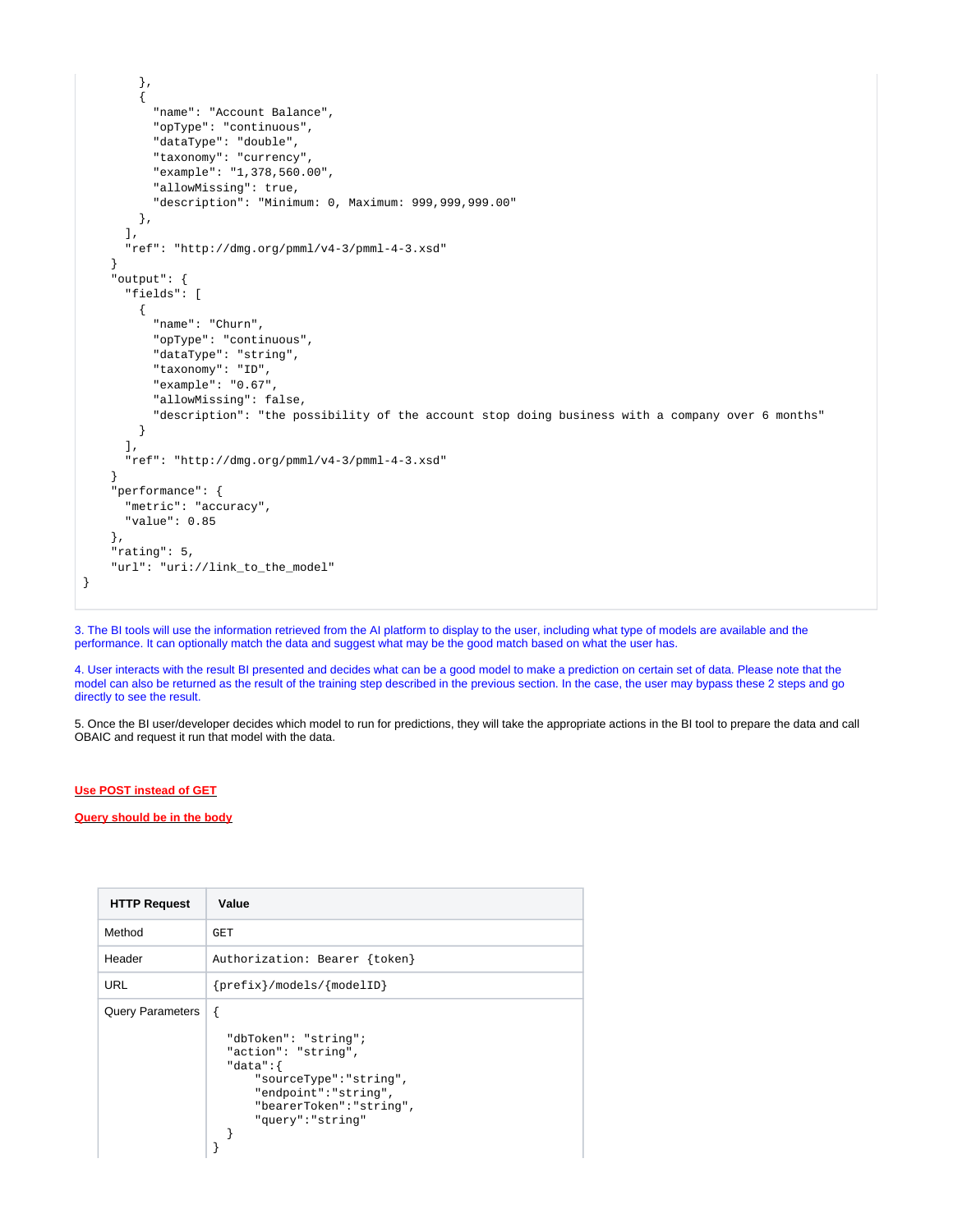```
        },
        {
          "name": "Account Balance",
          "opType": "continuous",
          "dataType": "double",
          "taxonomy": "currency",
          "example": "1,378,560.00",
          "allowMissing": true,
          "description": "Minimum: 0, Maximum: 999,999,999.00"
        },
      ],
      "ref": "http://dmg.org/pmml/v4-3/pmml-4-3.xsd"
    }
    "output": {
      "fields": [
        {
          "name": "Churn",
          "opType": "continuous",
          "dataType": "string",
          "taxonomy": "ID",
          "example": "0.67",
          "allowMissing": false,
          "description": "the possibility of the account stop doing business with a company over 6 months"
        }
      ],
      "ref": "http://dmg.org/pmml/v4-3/pmml-4-3.xsd"
    }
    "performance": {
      "metric": "accuracy",
      "value": 0.85
    },
    "rating": 5,
    "url": "uri://link_to_the_model"
}
```

3. The BI tools will use the information retrieved from the AI platform to display to the user, including what type of models are available and the performance. It can optionally match the data and suggest what may be the good match based on what the user has.

4. User interacts with the result BI presented and decides what can be a good model to make a prediction on certain set of data. Please note that the model can also be returned as the result of the training step described in the previous section. In the case, the user may bypass these 2 steps and go directly to see the result.

5. Once the BI user/developer decides which model to run for predictions, they will take the appropriate actions in the BI tool to prepare the data and call OBAIC and request it run that model with the data.

**Use POST instead of GET**

**Query should be in the body**

| HTTP Request | Value |
| --- | --- |
| Method | GET |
| Header | Authorization: Bearer {token} |
| URL | {prefix}/models/{modelID} |
| Query Parameters | { "dbToken": "string"; "action": "string", "data":{ "sourceType":"string", "endpoint":"string", "bearerToken":"string", "query":"string" } } |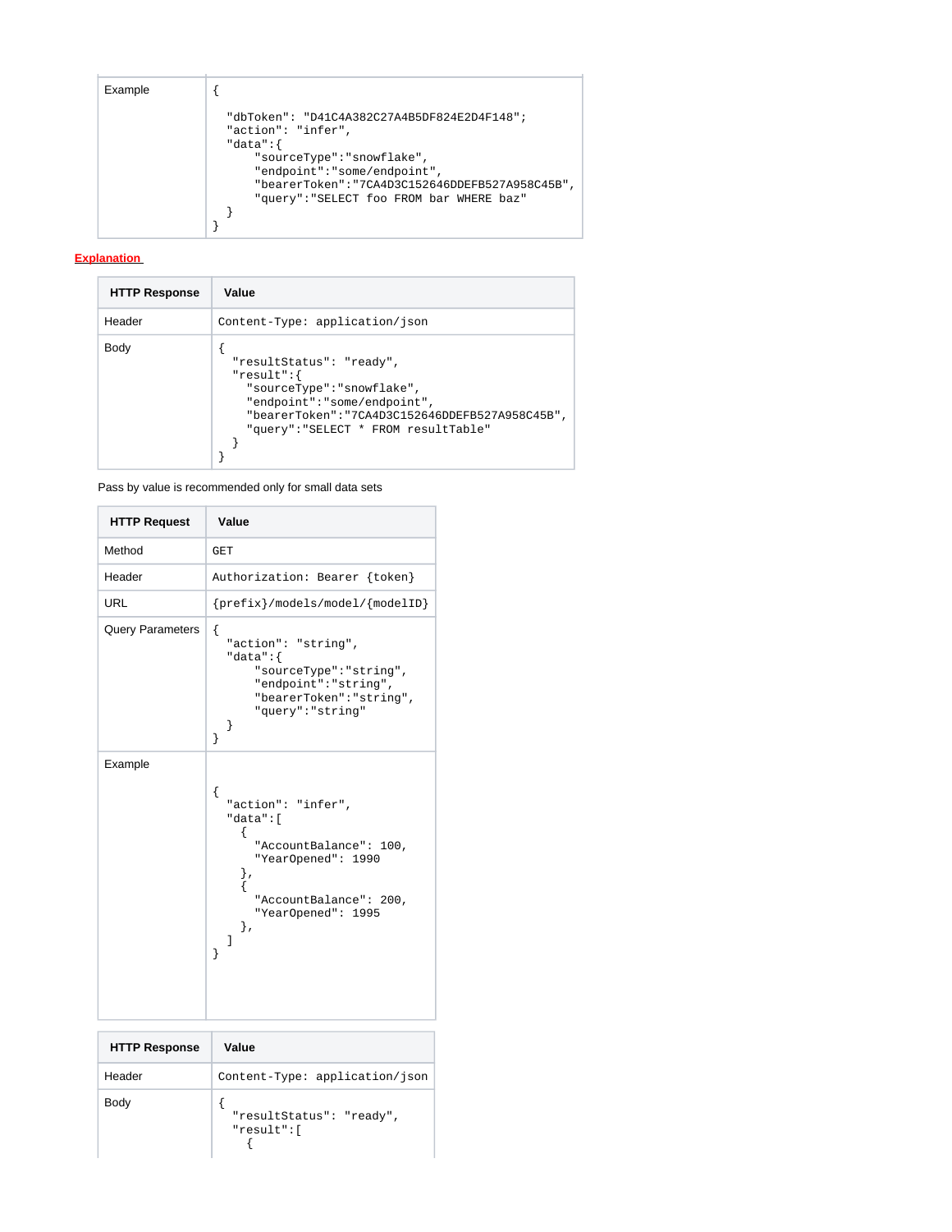| | |
|---|---|
| Example | `{`<br><br>`  "dbToken": "D41C4A382C27A4B5DF824E2D4F148";`<br>`  "action": "infer",`<br>`  "data":{`<br>`      "sourceType":"snowflake",`<br>`      "endpoint":"some/endpoint",`<br>`      "bearerToken":"7CA4D3C152646DDEFB527A958C45B",`<br>`      "query":"SELECT foo FROM bar WHERE baz"`<br>`  }`<br>`}` |

**Explanation**

| HTTP Response | Value |
|---|---|
| Header | `Content-Type: application/json` |
| Body | `{`<br>`  "resultStatus": "ready",`<br>`  "result":{`<br>`    "sourceType":"snowflake",`<br>`    "endpoint":"some/endpoint",`<br>`    "bearerToken":"7CA4D3C152646DDEFB527A958C45B",`<br>`    "query":"SELECT * FROM resultTable"`<br>`  }`<br>`}` |

Pass by value is recommended only for small data sets

| HTTP Request | Value |
|---|---|
| Method | `GET` |
| Header | `Authorization: Bearer {token}` |
| URL | `{prefix}/models/model/{modelID}` |
| Query Parameters | `{`<br>`  "action": "string",`<br>`  "data":{`<br>`      "sourceType":"string",`<br>`      "endpoint":"string",`<br>`      "bearerToken":"string",`<br>`      "query":"string"`<br>`  }`<br>`}` |
| Example | `{`<br>`  "action": "infer",`<br>`  "data":[`<br>`    {`<br>`      "AccountBalance": 100,`<br>`      "YearOpened": 1990`<br>`    },`<br>`    {`<br>`      "AccountBalance": 200,`<br>`      "YearOpened": 1995`<br>`    },`<br>`  ]`<br>`}` |

| HTTP Response | Value |
|---|---|
| Header | `Content-Type: application/json` |
| Body | `{`<br>`  "resultStatus": "ready",`<br>`  "result":[`<br>`    {` |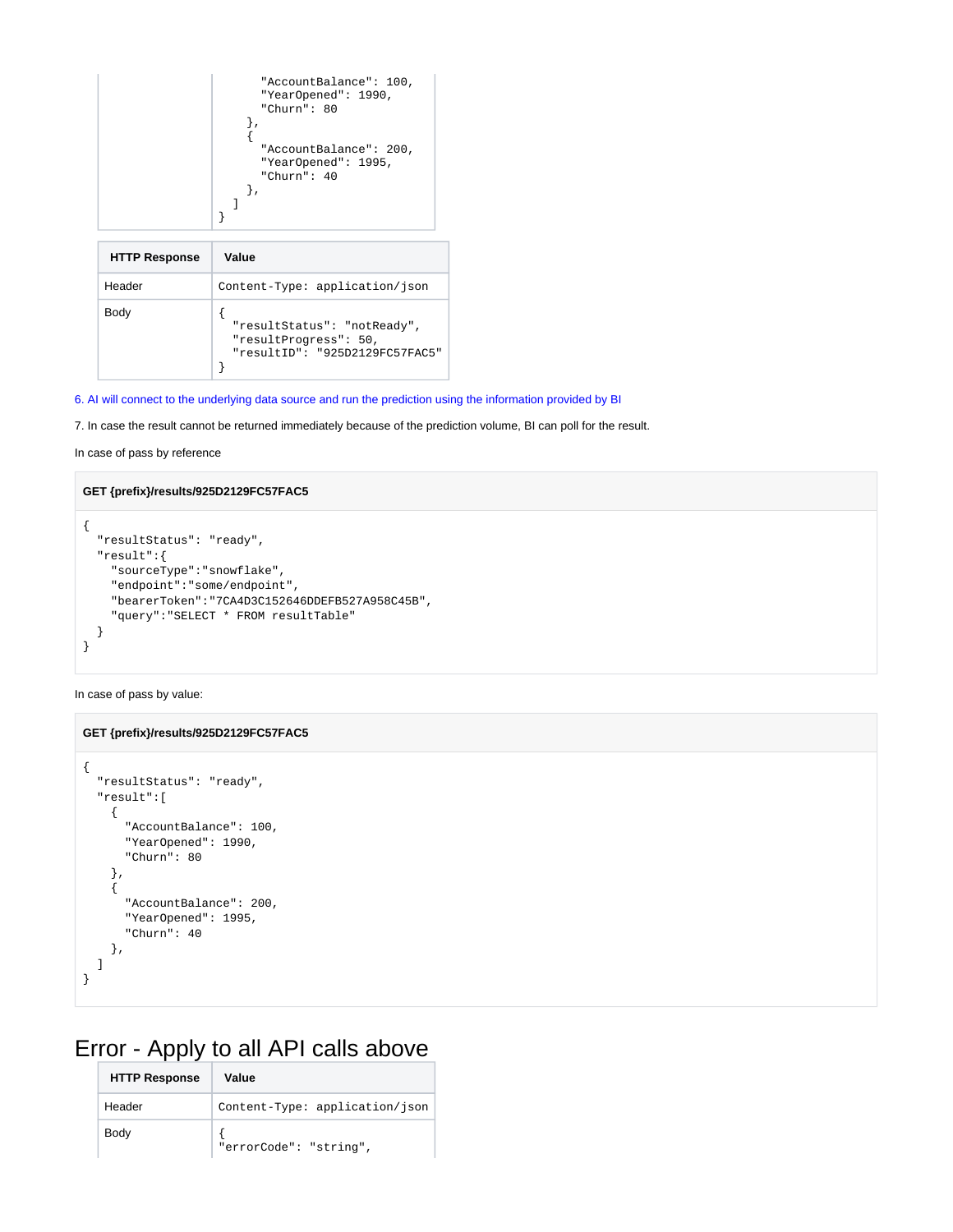| | |
|---|---|
| | "AccountBalance": 100,<br>"YearOpened": 1990,<br>"Churn": 80<br>},<br>{<br>"AccountBalance": 200,<br>"YearOpened": 1995,<br>"Churn": 40<br>},<br>]<br>} |

| HTTP Response | Value |
|---|---|
| Header | `Content-Type: application/json` |
| Body | {<br>"resultStatus": "notReady",<br>"resultProgress": 50,<br>"resultID": "925D2129FC57FAC5"<br>} |

6. AI will connect to the underlying data source and run the prediction using the information provided by BI

7. In case the result cannot be returned immediately because of the prediction volume, BI can poll for the result.

In case of pass by reference

**GET {prefix}/results/925D2129FC57FAC5**

```
{
  "resultStatus": "ready",
  "result":{
    "sourceType":"snowflake",
    "endpoint":"some/endpoint",
    "bearerToken":"7CA4D3C152646DDEFB527A958C45B",
    "query":"SELECT * FROM resultTable"
  }
}
```

In case of pass by value:

**GET {prefix}/results/925D2129FC57FAC5**

```
{
  "resultStatus": "ready",
  "result":[
    {
      "AccountBalance": 100,
      "YearOpened": 1990,
      "Churn": 80
    },
    {
      "AccountBalance": 200,
      "YearOpened": 1995,
      "Churn": 40
    },
  ]
}
```

# Error - Apply to all API calls above

| HTTP Response | Value |
|---|---|
| Header | `Content-Type: application/json` |
| Body | {<br>"errorCode": "string", |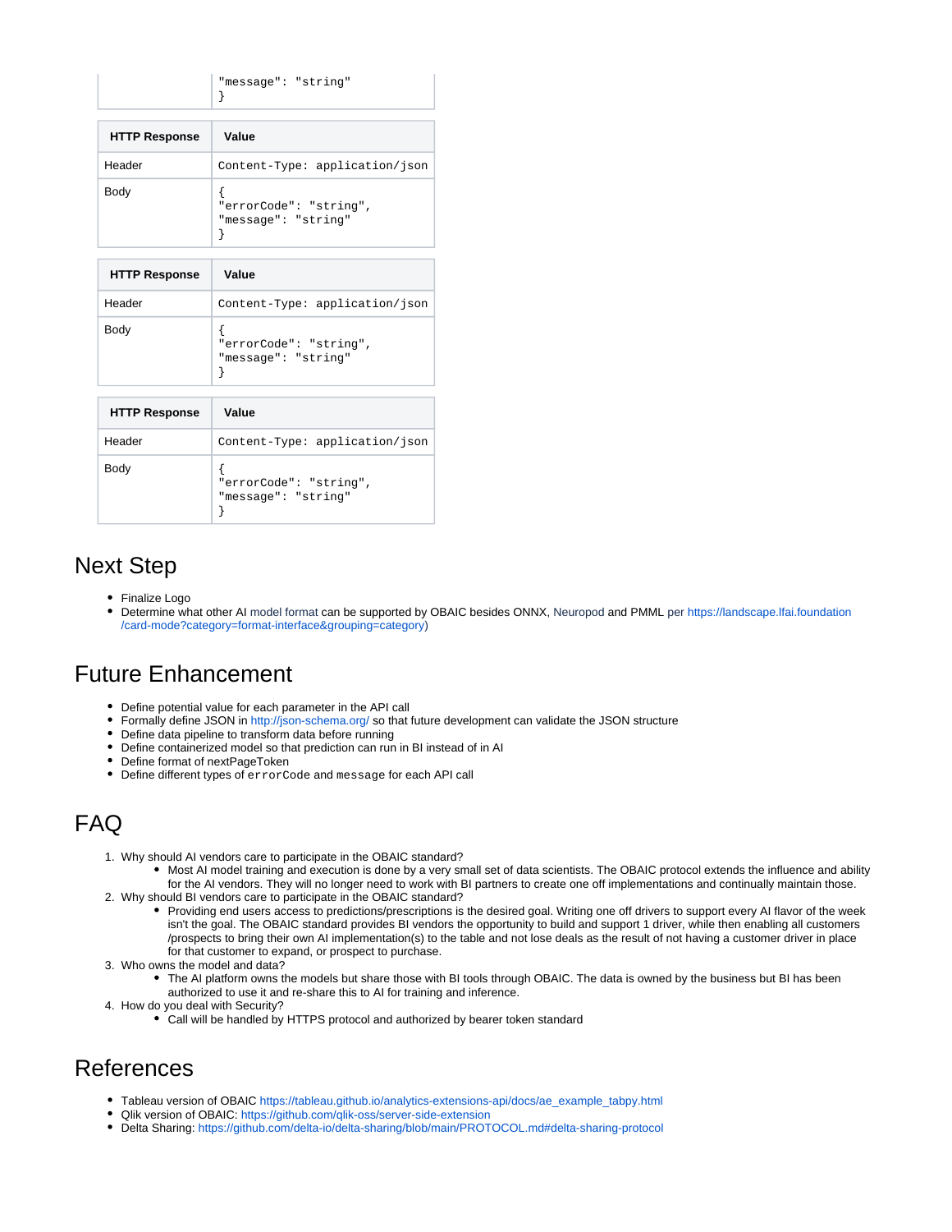| | |
|---|---|
| | "message": "string"<br>} |

| HTTP Response | Value |
|---|---|
| Header | Content-Type: application/json |
| Body | {<br>"errorCode": "string",<br>"message": "string"<br>} |

| HTTP Response | Value |
|---|---|
| Header | Content-Type: application/json |
| Body | {<br>"errorCode": "string",<br>"message": "string"<br>} |

| HTTP Response | Value |
|---|---|
| Header | Content-Type: application/json |
| Body | {<br>"errorCode": "string",<br>"message": "string"<br>} |

## Next Step

- Finalize Logo
- Determine what other AI model format can be supported by OBAIC besides ONNX, Neuropod and PMML per https://landscape.lfai.foundation/card-mode?category=format-interface&grouping=category)

## Future Enhancement

- Define potential value for each parameter in the API call
- Formally define JSON in http://json-schema.org/ so that future development can validate the JSON structure
- Define data pipeline to transform data before running
- Define containerized model so that prediction can run in BI instead of in AI
- Define format of nextPageToken
- Define different types of `errorCode` and `message` for each API call

## FAQ

1. Why should AI vendors care to participate in the OBAIC standard?
   - Most AI model training and execution is done by a very small set of data scientists. The OBAIC protocol extends the influence and ability for the AI vendors. They will no longer need to work with BI partners to create one off implementations and continually maintain those.
2. Why should BI vendors care to participate in the OBAIC standard?
   - Providing end users access to predictions/prescriptions is the desired goal. Writing one off drivers to support every AI flavor of the week isn't the goal. The OBAIC standard provides BI vendors the opportunity to build and support 1 driver, while then enabling all customers /prospects to bring their own AI implementation(s) to the table and not lose deals as the result of not having a customer driver in place for that customer to expand, or prospect to purchase.
3. Who owns the model and data?
   - The AI platform owns the models but share those with BI tools through OBAIC. The data is owned by the business but BI has been authorized to use it and re-share this to AI for training and inference.
4. How do you deal with Security?
   - Call will be handled by HTTPS protocol and authorized by bearer token standard

## References

- Tableau version of OBAIC https://tableau.github.io/analytics-extensions-api/docs/ae_example_tabpy.html
- Qlik version of OBAIC: https://github.com/qlik-oss/server-side-extension
- Delta Sharing: https://github.com/delta-io/delta-sharing/blob/main/PROTOCOL.md#delta-sharing-protocol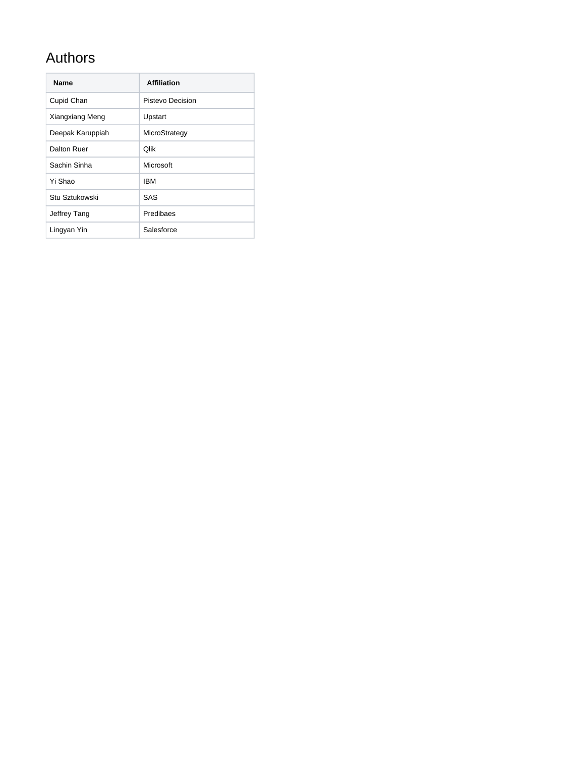# Authors

| Name | Affiliation |
| --- | --- |
| Cupid Chan | Pistevo Decision |
| Xiangxiang Meng | Upstart |
| Deepak Karuppiah | MicroStrategy |
| Dalton Ruer | Qlik |
| Sachin Sinha | Microsoft |
| Yi Shao | IBM |
| Stu Sztukowski | SAS |
| Jeffrey Tang | Predibaes |
| Lingyan Yin | Salesforce |